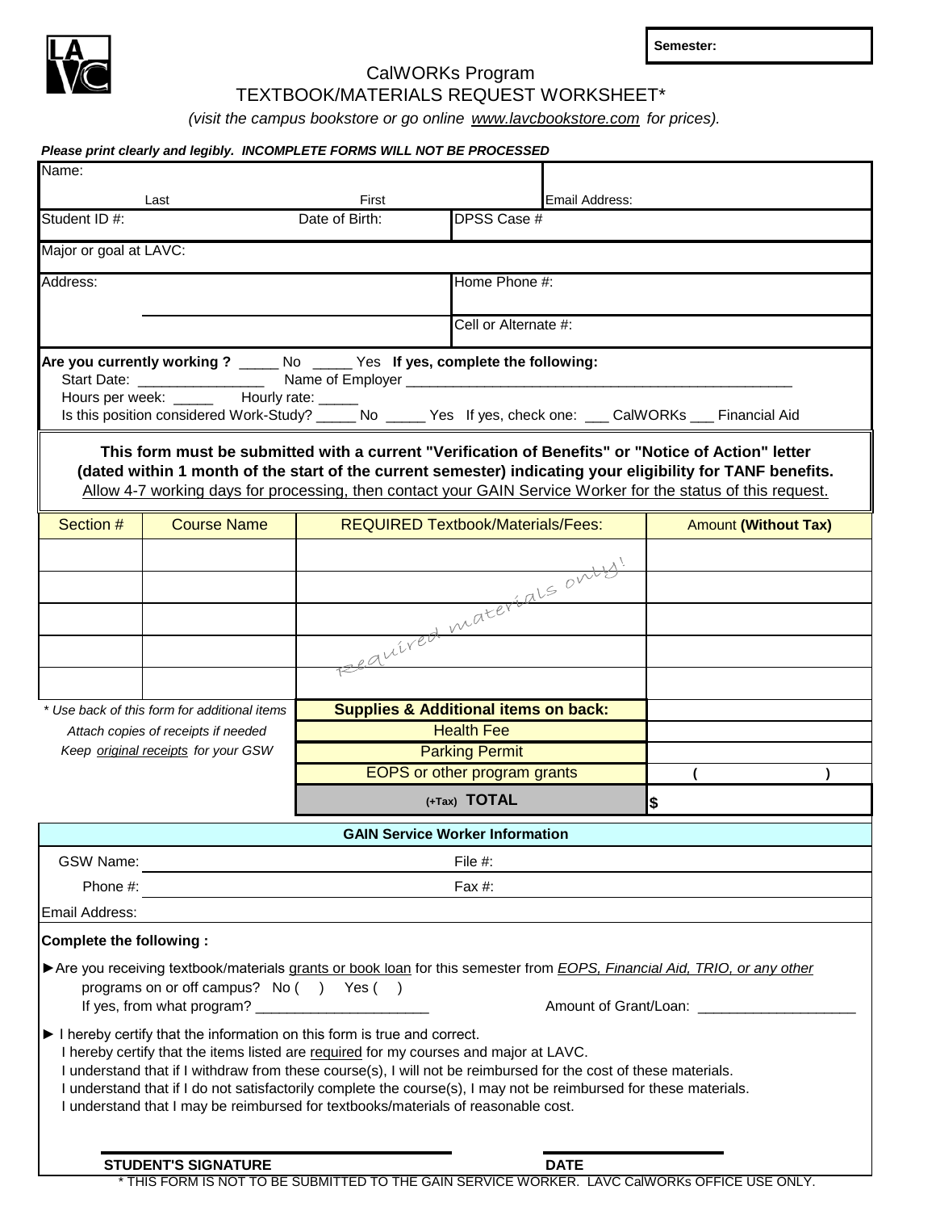Semester:

# CalWORKs Program
## TEXTBOOK/MATERIALS REQUEST WORKSHEET*

*(visit the campus bookstore or go online www.lavcbookstore.com for prices).*

***Please print clearly and legibly. INCOMPLETE FORMS WILL NOT BE PROCESSED***

| | | |
|---|---|---|
| Name: Last / First | | Email Address: |
| Student ID #: | Date of Birth: | DPSS Case # |
| Major or goal at LAVC: | | |
| Address: | | Home Phone #: |
| | | Cell or Alternate #: |

**Are you currently working ?** _____ No _____ Yes **If yes, complete the following:**
Start Date: ________________ Name of Employer ___________________________________________________
Hours per week: _____ Hourly rate: _____
Is this position considered Work-Study? _____ No _____ Yes If yes, check one: ___ CalWORKs ___ Financial Aid

**This form must be submitted with a current "Verification of Benefits" or "Notice of Action" letter (dated within 1 month of the start of the current semester) indicating your eligibility for TANF benefits.**
Allow 4-7 working days for processing, then contact your GAIN Service Worker for the status of this request.

| Section # | Course Name | REQUIRED Textbook/Materials/Fees: | Amount **(Without Tax)** |
|---|---|---|---|
| | | Required materials only! | |
| | | | |
| | | | |
| | | | |
| | | | |
| *\* Use back of this form for additional items* | | **Supplies & Additional items on back:** | |
| *Attach copies of receipts if needed* | | Health Fee | |
| *Keep original receipts for your GSW* | | Parking Permit | |
| | | EOPS or other program grants | ( ) |
| | | (+Tax) **TOTAL** | $ |

**GAIN Service Worker Information**

GSW Name: ______________________ File #: ______________________
Phone #: ______________________ Fax #: ______________________
Email Address:

**Complete the following :**

► Are you receiving textbook/materials grants or book loan for this semester from *EOPS, Financial Aid, TRIO, or any other* programs on or off campus? No ( ) Yes ( )
If yes, from what program? ______________________ Amount of Grant/Loan: ____________________

► I hereby certify that the information on this form is true and correct.
I hereby certify that the items listed are required for my courses and major at LAVC.
I understand that if I withdraw from these course(s), I will not be reimbursed for the cost of these materials.
I understand that if I do not satisfactorily complete the course(s), I may not be reimbursed for these materials.
I understand that I may be reimbursed for textbooks/materials of reasonable cost.

**STUDENT'S SIGNATURE** ______________________ **DATE** ______________

\* THIS FORM IS NOT TO BE SUBMITTED TO THE GAIN SERVICE WORKER. LAVC CalWORKs OFFICE USE ONLY.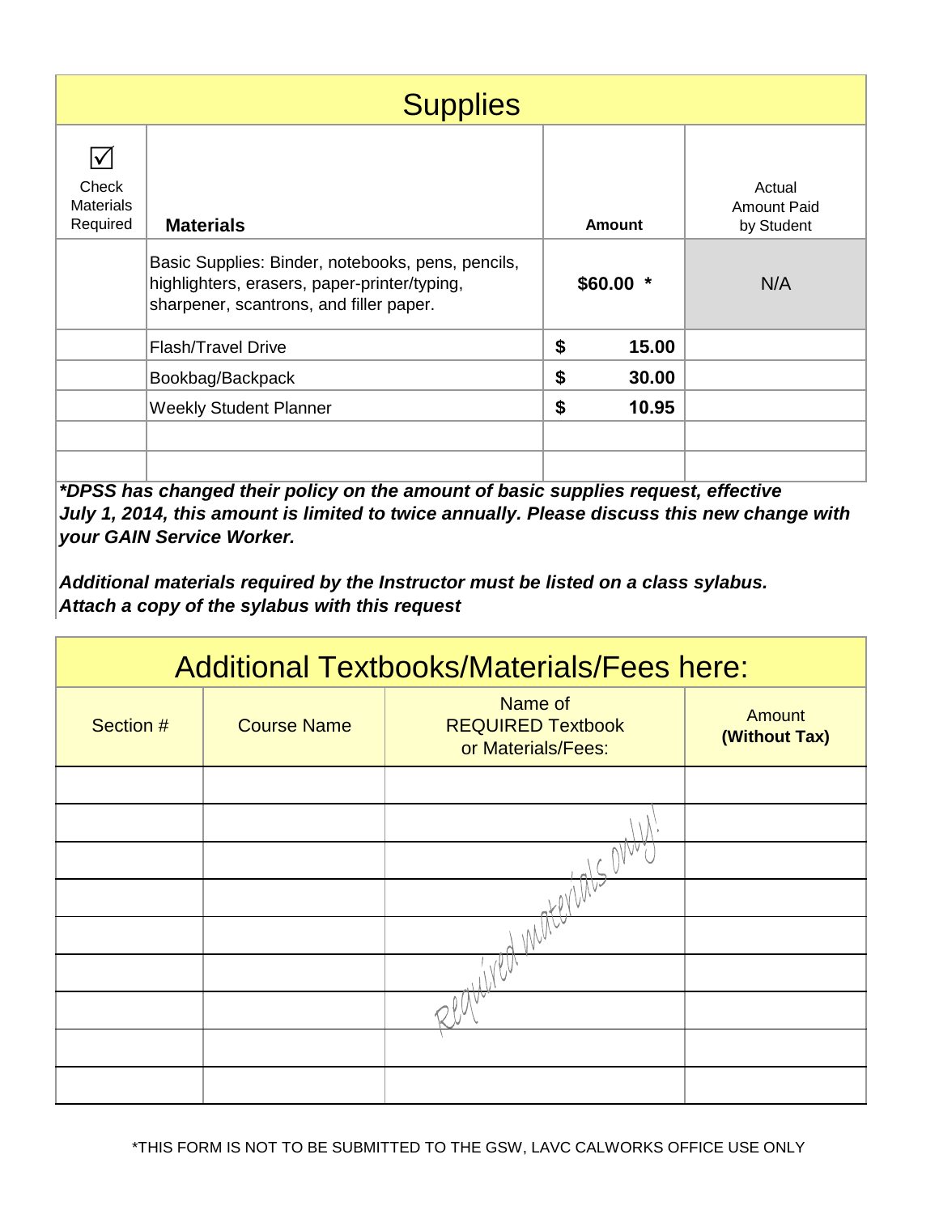| Supplies | | | |
|---|---|---|---|
| ☑ Check Materials Required | **Materials** | **Amount** | Actual Amount Paid by Student |
| | Basic Supplies: Binder, notebooks, pens, pencils, highlighters, erasers, paper-printer/typing, sharpener, scantrons, and filler paper. | **$60.00 \*** | N/A |
| | Flash/Travel Drive | **$ 15.00** | |
| | Bookbag/Backpack | **$ 30.00** | |
| | Weekly Student Planner | **$ 10.95** | |
| | | | |
| | | | |

***DPSS has changed their policy on the amount of basic supplies request, effective July 1, 2014, this amount is limited to twice annually. Please discuss this new change with your GAIN Service Worker.**

***Additional materials required by the Instructor must be listed on a class sylabus. Attach a copy of the sylabus with this request***

| Additional Textbooks/Materials/Fees here: | | | |
|---|---|---|---|
| Section # | Course Name | Name of REQUIRED Textbook or Materials/Fees: | Amount **(Without Tax)** |
| | | | |
| | | | |
| | | | |
| | | Required materials only! | |
| | | | |
| | | | |
| | | | |
| | | | |
| | | | |

*THIS FORM IS NOT TO BE SUBMITTED TO THE GSW, LAVC CALWORKS OFFICE USE ONLY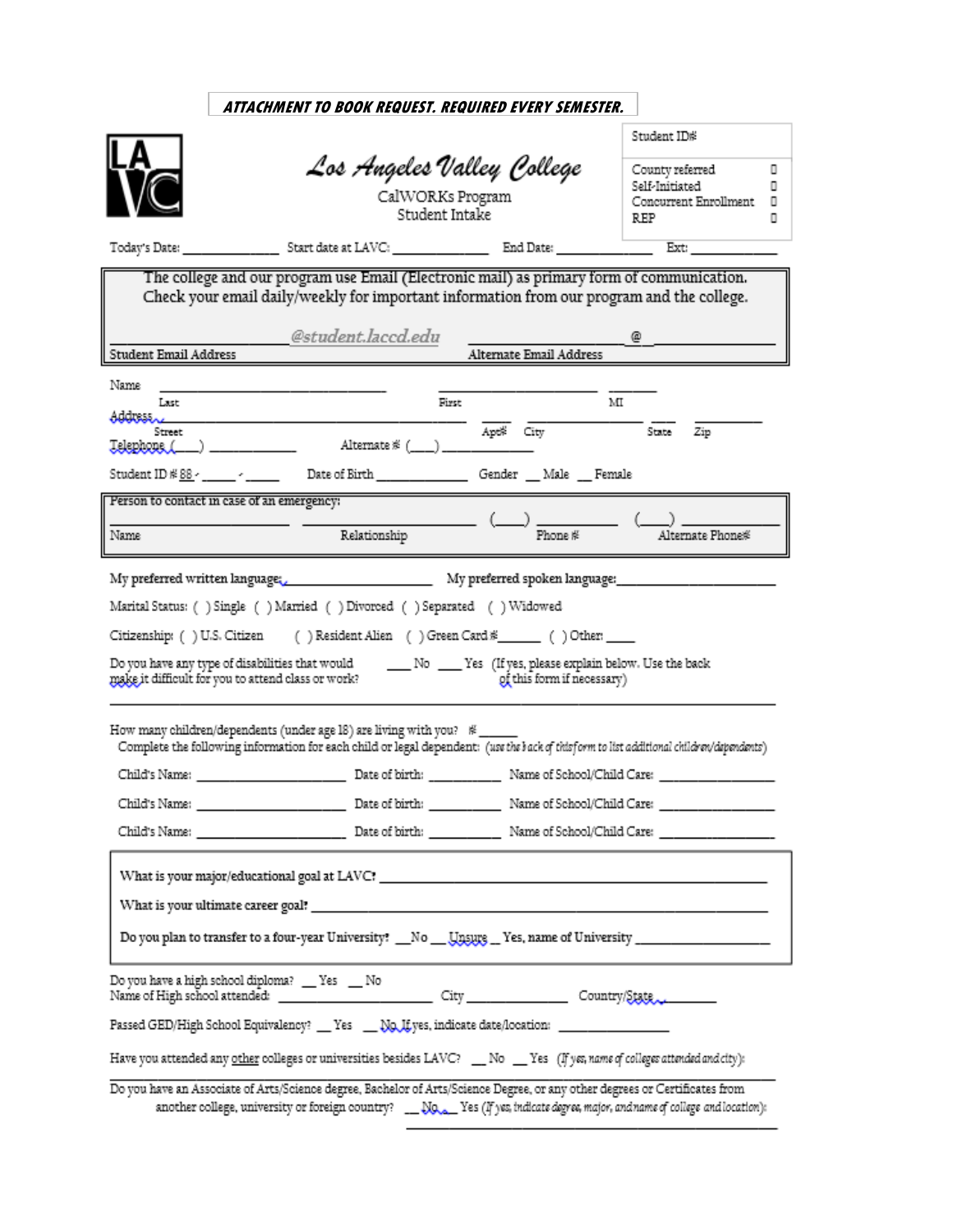**ATTACHMENT TO BOOK REQUEST. REQUIRED EVERY SEMESTER.**

# Los Angeles Valley College

CalWORKs Program
Student Intake

| Student ID# | |
|---|---|
| County referred | ☐ |
| Self-Initiated | ☐ |
| Concurrent Enrollment | ☐ |
| REP | ☐ |

Today's Date: ______________ Start date at LAVC: ______________ End Date: ______________ Ext: ______________

The college and our program use Email (Electronic mail) as primary form of communication. Check your email daily/weekly for important information from our program and the college.

______________________ @student.laccd.edu ______________________ @ ______________
Student Email Address Alternate Email Address

Name ______________________________ ______________________ ________
Last First MI

Address ______________________________ ____ ______________ ____ ________
Street Apt# City State Zip

Telephone (____) ____________ Alternate # (____) ______________

Student ID # 88 - _____ - _____ Date of Birth ______________ Gender __ Male __ Female

**Person to contact in case of an emergency:**

________________ ________________ (___) ____________ (___) ____________
Name Relationship Phone # Alternate Phone#

My preferred written language: ____________________ My preferred spoken language: ____________________

Marital Status: ( ) Single ( ) Married ( ) Divorced ( ) Separated ( ) Widowed

Citizenship: ( ) U.S. Citizen ( ) Resident Alien ( ) Green Card #______ ( ) Other: ____

Do you have any type of disabilities that would make it difficult for you to attend class or work? ___ No ___ Yes (If yes, please explain below. Use the back of this form if necessary)

______________________________________________________________________

How many children/dependents (under age 18) are living with you? # _____

Complete the following information for each child or legal dependent: *(use the back of this form to list additional children/dependents)*

Child's Name: ____________________ Date of birth: __________ Name of School/Child Care: ______________

Child's Name: ____________________ Date of birth: __________ Name of School/Child Care: ______________

Child's Name: ____________________ Date of birth: __________ Name of School/Child Care: ______________

What is your major/educational goal at LAVC? ______________________________________________

What is your ultimate career goal? ______________________________________________

Do you plan to transfer to a four-year University? __No __Unsure __Yes, name of University ______________

Do you have a high school diploma? __ Yes __ No
Name of High school attended: ____________________ City ______________ Country/State ________

Passed GED/High School Equivalency? __ Yes __ No If yes, indicate date/location: ______________

Have you attended any other colleges or universities besides LAVC? __ No __ Yes *(If yes, name of colleges attended and city)*:

______________________________________________________________________

Do you have an Associate of Arts/Science degree, Bachelor of Arts/Science Degree, or any other degrees or Certificates from another college, university or foreign country? __ No __ Yes *(If yes, indicate degree, major, and name of college and location)*:

______________________________________________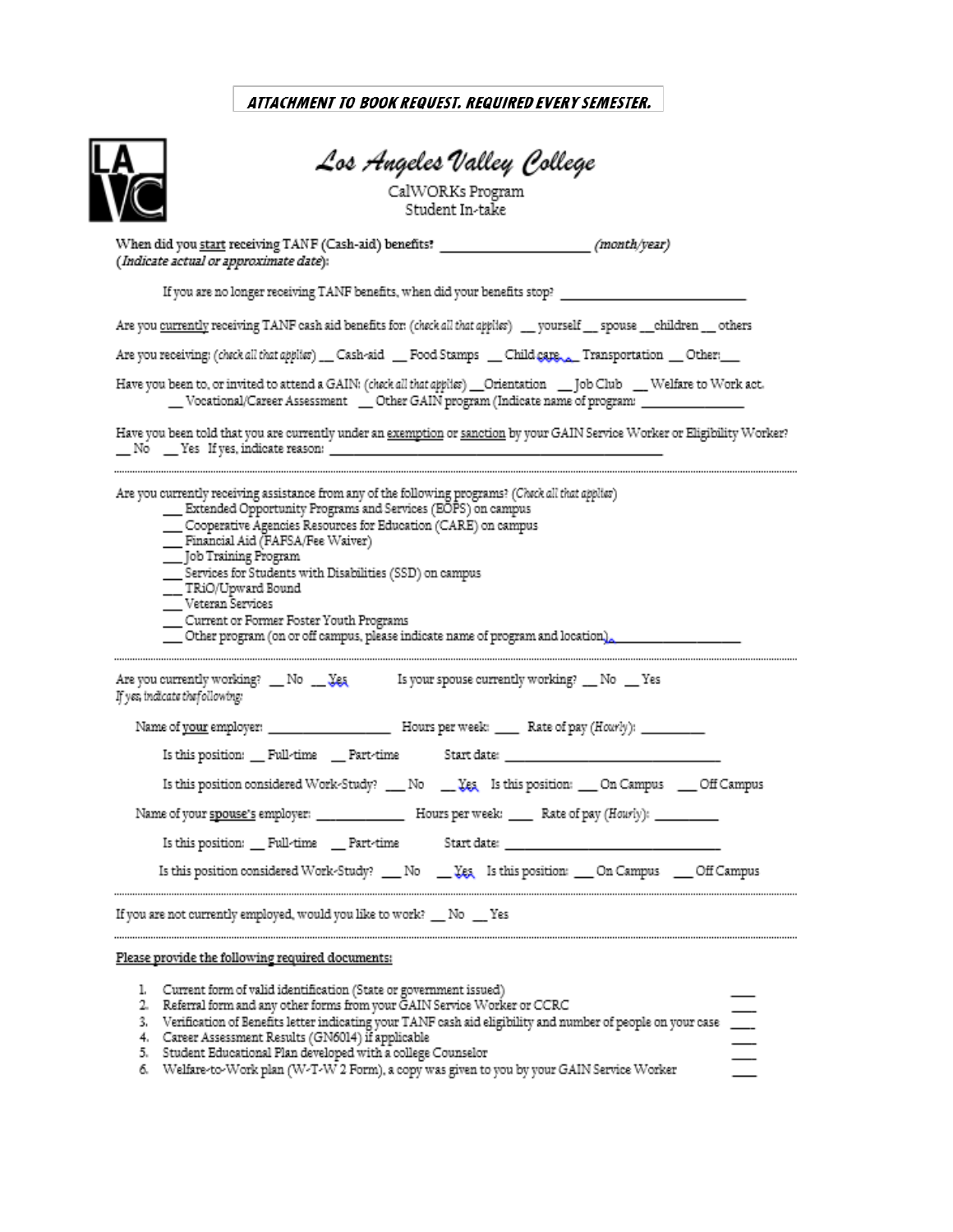***ATTACHMENT TO BOOK REQUEST. REQUIRED EVERY SEMESTER.***

# Los Angeles Valley College

CalWORKs Program
Student In-take

When did you start receiving TANF (Cash-aid) benefits? ____________________ *(month/year)*
(*Indicate actual or approximate date*):

If you are no longer receiving TANF benefits, when did your benefits stop? ___________________________

Are you currently receiving TANF cash aid benefits for: *(check all that applies)* __ yourself __ spouse __children __ others

Are you receiving: *(check all that applies)* __ Cash-aid __ Food Stamps __ Child care __ Transportation __ Other:__

Have you been to, or invited to attend a GAIN: *(check all that applies)* __Orientation __Job Club __ Welfare to Work act. __ Vocational/Career Assessment __ Other GAIN program (Indicate name of program: _______________

Have you been told that you are currently under an exemption or sanction by your GAIN Service Worker or Eligibility Worker?
__ No __ Yes If yes, indicate reason: ______________________________________________

---

Are you currently receiving assistance from any of the following programs? *(Check all that applies)*

- ___ Extended Opportunity Programs and Services (EOPS) on campus
- ___ Cooperative Agencies Resources for Education (CARE) on campus
- ___ Financial Aid (FAFSA/Fee Waiver)
- ___ Job Training Program
- ___ Services for Students with Disabilities (SSD) on campus
- ___ TRiO/Upward Bound
- ___ Veteran Services
- ___ Current or Former Foster Youth Programs
- ___ Other program (on or off campus, please indicate name of program and location) __________________

---

Are you currently working? __ No __ Yes Is your spouse currently working? __ No __ Yes
*If yes, indicate the following:*

Name of your employer: _________________ Hours per week: ____ Rate of pay *(Hourly)*: _________

Is this position: __ Full-time __ Part-time Start date: ______________________________

Is this position considered Work-Study? ___ No __ Yes Is this position: ___ On Campus ___ Off Campus

Name of your spouse's employer: ____________ Hours per week: ____ Rate of pay *(Hourly)*: _________

Is this position: __ Full-time __ Part-time Start date: ______________________________

Is this position considered Work-Study? ___ No __ Yes Is this position: ___ On Campus ___ Off Campus

---

If you are not currently employed, would you like to work? __ No __ Yes

---

Please provide the following required documents:

1. Current form of valid identification (State or government issued) ___
2. Referral form and any other forms from your GAIN Service Worker or CCRC ___
3. Verification of Benefits letter indicating your TANF cash aid eligibility and number of people on your case ___
4. Career Assessment Results (GN6014) if applicable ___
5. Student Educational Plan developed with a college Counselor ___
6. Welfare-to-Work plan (W-T-W 2 Form), a copy was given to you by your GAIN Service Worker ___